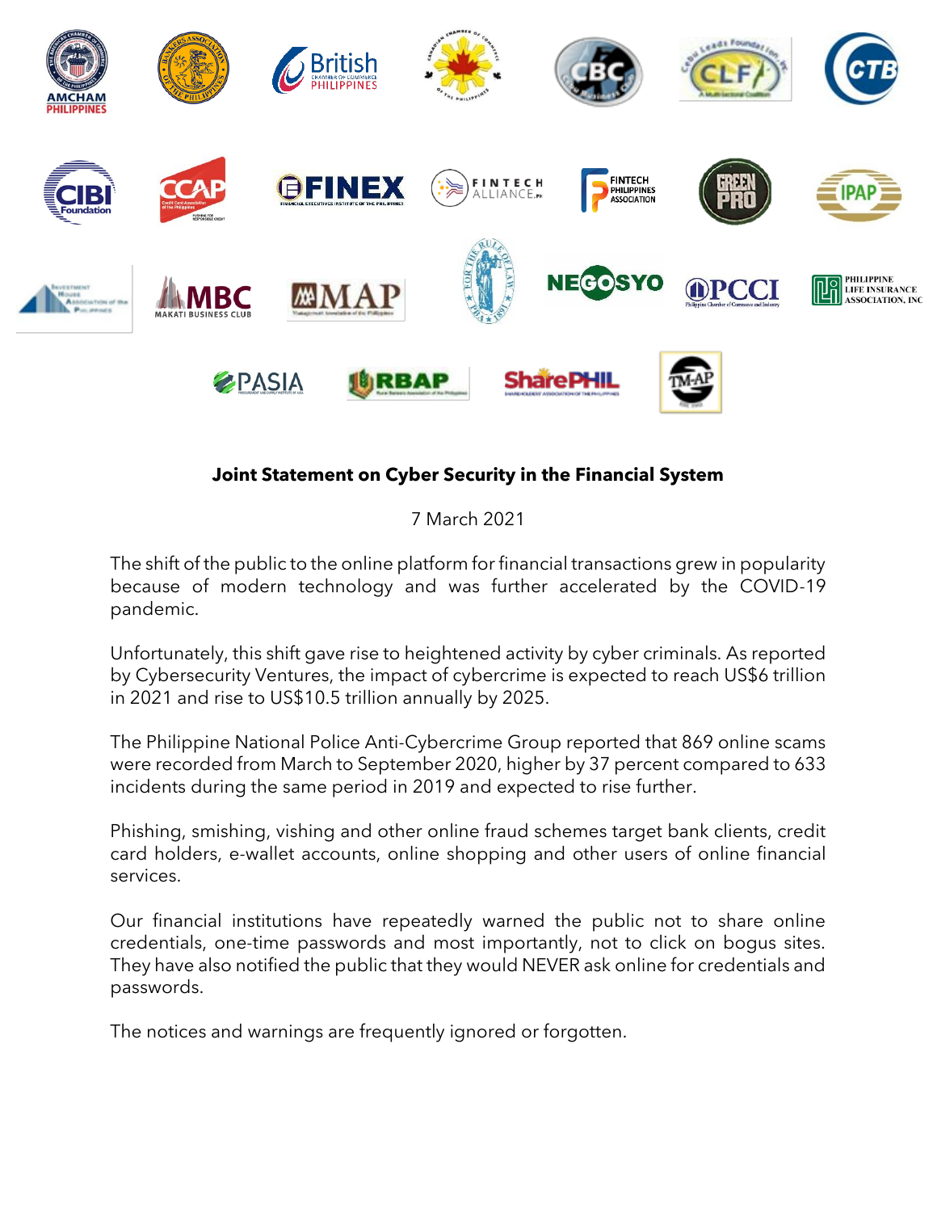**Joint Statement on Cyber Security in the Financial System**

7 March 2021

The shift of the public to the online platform for financial transactions grew in popularity because of modern technology and was further accelerated by the COVID-19 pandemic.

Unfortunately, this shift gave rise to heightened activity by cyber criminals. As reported by Cybersecurity Ventures, the impact of cybercrime is expected to reach US$6 trillion in 2021 and rise to US$10.5 trillion annually by 2025.

The Philippine National Police Anti-Cybercrime Group reported that 869 online scams were recorded from March to September 2020, higher by 37 percent compared to 633 incidents during the same period in 2019 and expected to rise further.

Phishing, smishing, vishing and other online fraud schemes target bank clients, credit card holders, e-wallet accounts, online shopping and other users of online financial services.

Our financial institutions have repeatedly warned the public not to share online credentials, one-time passwords and most importantly, not to click on bogus sites. They have also notified the public that they would NEVER ask online for credentials and passwords.

The notices and warnings are frequently ignored or forgotten.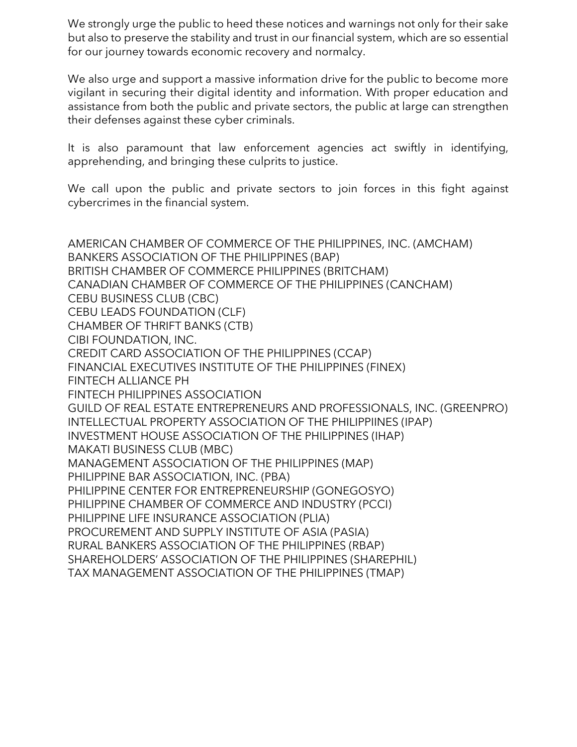We strongly urge the public to heed these notices and warnings not only for their sake but also to preserve the stability and trust in our financial system, which are so essential for our journey towards economic recovery and normalcy.

We also urge and support a massive information drive for the public to become more vigilant in securing their digital identity and information. With proper education and assistance from both the public and private sectors, the public at large can strengthen their defenses against these cyber criminals.

It is also paramount that law enforcement agencies act swiftly in identifying, apprehending, and bringing these culprits to justice.

We call upon the public and private sectors to join forces in this fight against cybercrimes in the financial system.

AMERICAN CHAMBER OF COMMERCE OF THE PHILIPPINES, INC. (AMCHAM)
BANKERS ASSOCIATION OF THE PHILIPPINES (BAP)
BRITISH CHAMBER OF COMMERCE PHILIPPINES (BRITCHAM)
CANADIAN CHAMBER OF COMMERCE OF THE PHILIPPINES (CANCHAM)
CEBU BUSINESS CLUB (CBC)
CEBU LEADS FOUNDATION (CLF)
CHAMBER OF THRIFT BANKS (CTB)
CIBI FOUNDATION, INC.
CREDIT CARD ASSOCIATION OF THE PHILIPPINES (CCAP)
FINANCIAL EXECUTIVES INSTITUTE OF THE PHILIPPINES (FINEX)
FINTECH ALLIANCE PH
FINTECH PHILIPPINES ASSOCIATION
GUILD OF REAL ESTATE ENTREPRENEURS AND PROFESSIONALS, INC. (GREENPRO)
INTELLECTUAL PROPERTY ASSOCIATION OF THE PHILIPPIINES (IPAP)
INVESTMENT HOUSE ASSOCIATION OF THE PHILIPPINES (IHAP)
MAKATI BUSINESS CLUB (MBC)
MANAGEMENT ASSOCIATION OF THE PHILIPPINES (MAP)
PHILIPPINE BAR ASSOCIATION, INC. (PBA)
PHILIPPINE CENTER FOR ENTREPRENEURSHIP (GONEGOSYO)
PHILIPPINE CHAMBER OF COMMERCE AND INDUSTRY (PCCI)
PHILIPPINE LIFE INSURANCE ASSOCIATION (PLIA)
PROCUREMENT AND SUPPLY INSTITUTE OF ASIA (PASIA)
RURAL BANKERS ASSOCIATION OF THE PHILIPPINES (RBAP)
SHAREHOLDERS' ASSOCIATION OF THE PHILIPPINES (SHAREPHIL)
TAX MANAGEMENT ASSOCIATION OF THE PHILIPPINES (TMAP)